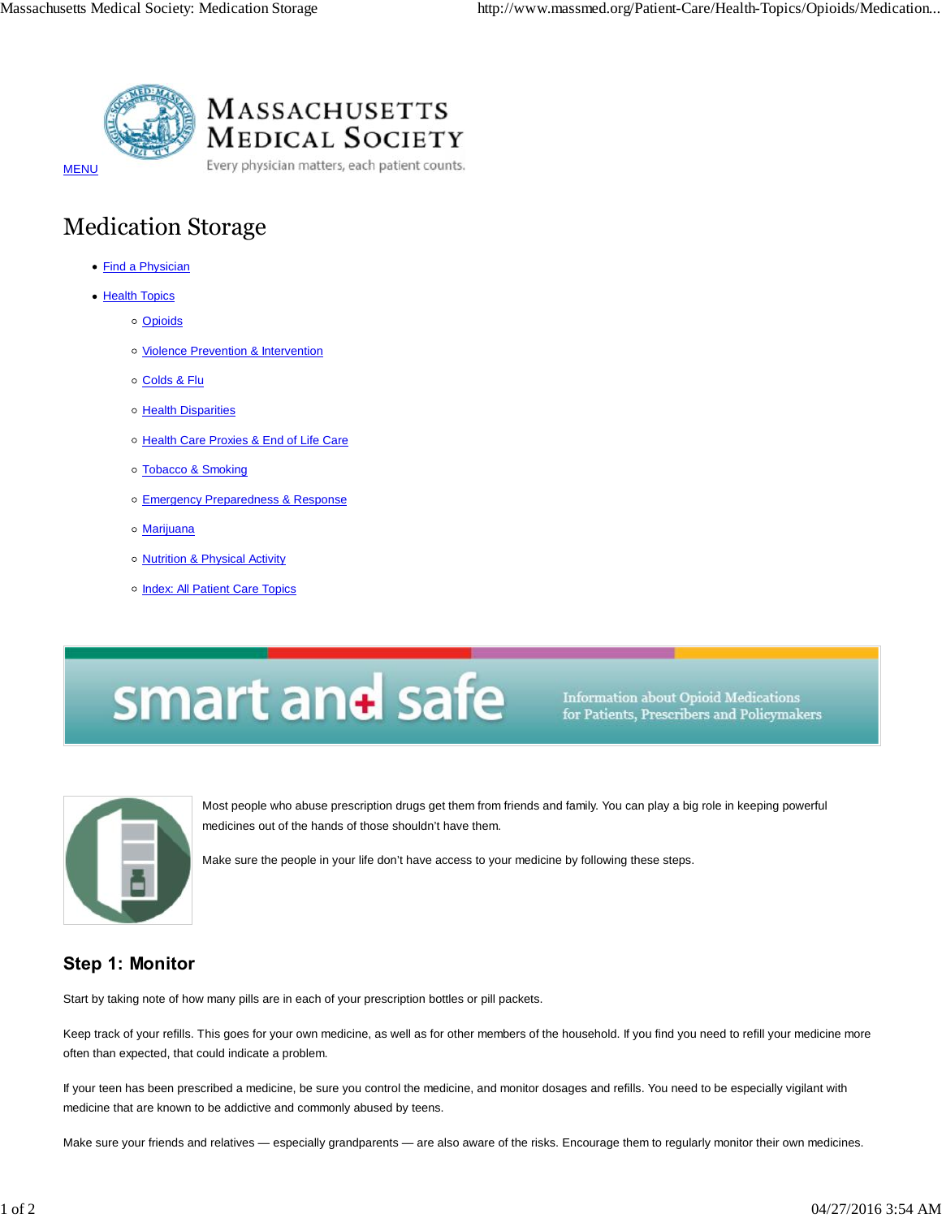MASSACHUSETTS MEDICAL SOCIETY

Every physician matters, each patient counts.

MENU

# Medication Storage

- Find a Physician
- Health Topics
  - Opioids
  - Violence Prevention & Intervention
  - Colds & Flu
  - Health Disparities
  - Health Care Proxies & End of Life Care
  - Tobacco & Smoking
  - Emergency Preparedness & Response
  - Marijuana
  - Nutrition & Physical Activity
  - Index: All Patient Care Topics

smart and safe

Information about Opioid Medications for Patients, Prescribers and Policymakers

Most people who abuse prescription drugs get them from friends and family. You can play a big role in keeping powerful medicines out of the hands of those shouldn't have them.

Make sure the people in your life don't have access to your medicine by following these steps.

## Step 1: Monitor

Start by taking note of how many pills are in each of your prescription bottles or pill packets.

Keep track of your refills. This goes for your own medicine, as well as for other members of the household. If you find you need to refill your medicine more often than expected, that could indicate a problem.

If your teen has been prescribed a medicine, be sure you control the medicine, and monitor dosages and refills. You need to be especially vigilant with medicine that are known to be addictive and commonly abused by teens.

Make sure your friends and relatives — especially grandparents — are also aware of the risks. Encourage them to regularly monitor their own medicines.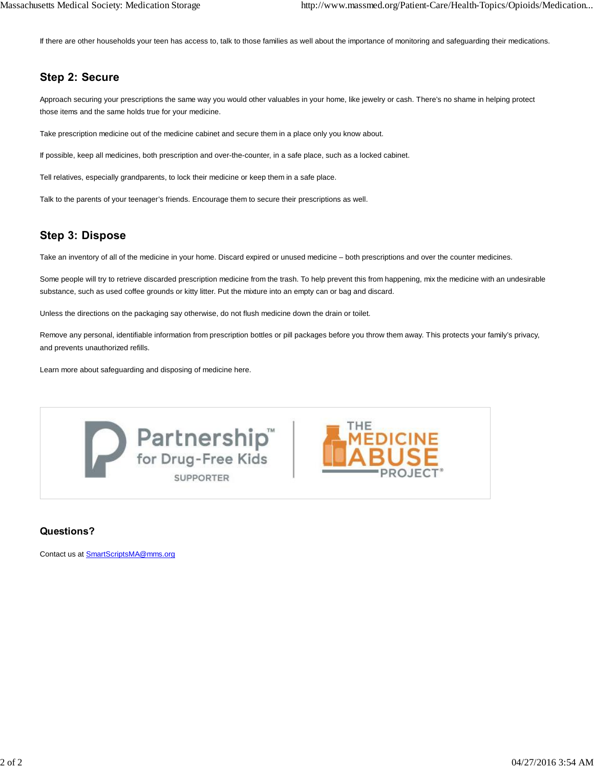If there are other households your teen has access to, talk to those families as well about the importance of monitoring and safeguarding their medications.

## Step 2: Secure

Approach securing your prescriptions the same way you would other valuables in your home, like jewelry or cash. There's no shame in helping protect those items and the same holds true for your medicine.

Take prescription medicine out of the medicine cabinet and secure them in a place only you know about.

If possible, keep all medicines, both prescription and over-the-counter, in a safe place, such as a locked cabinet.

Tell relatives, especially grandparents, to lock their medicine or keep them in a safe place.

Talk to the parents of your teenager's friends. Encourage them to secure their prescriptions as well.

## Step 3: Dispose

Take an inventory of all of the medicine in your home. Discard expired or unused medicine – both prescriptions and over the counter medicines.

Some people will try to retrieve discarded prescription medicine from the trash. To help prevent this from happening, mix the medicine with an undesirable substance, such as used coffee grounds or kitty litter. Put the mixture into an empty can or bag and discard.

Unless the directions on the packaging say otherwise, do not flush medicine down the drain or toilet.

Remove any personal, identifiable information from prescription bottles or pill packages before you throw them away. This protects your family's privacy, and prevents unauthorized refills.

Learn more about safeguarding and disposing of medicine here.

Partnership™ for Drug-Free Kids SUPPORTER | THE MEDICINE ABUSE PROJECT®

### Questions?

Contact us at SmartScriptsMA@mms.org